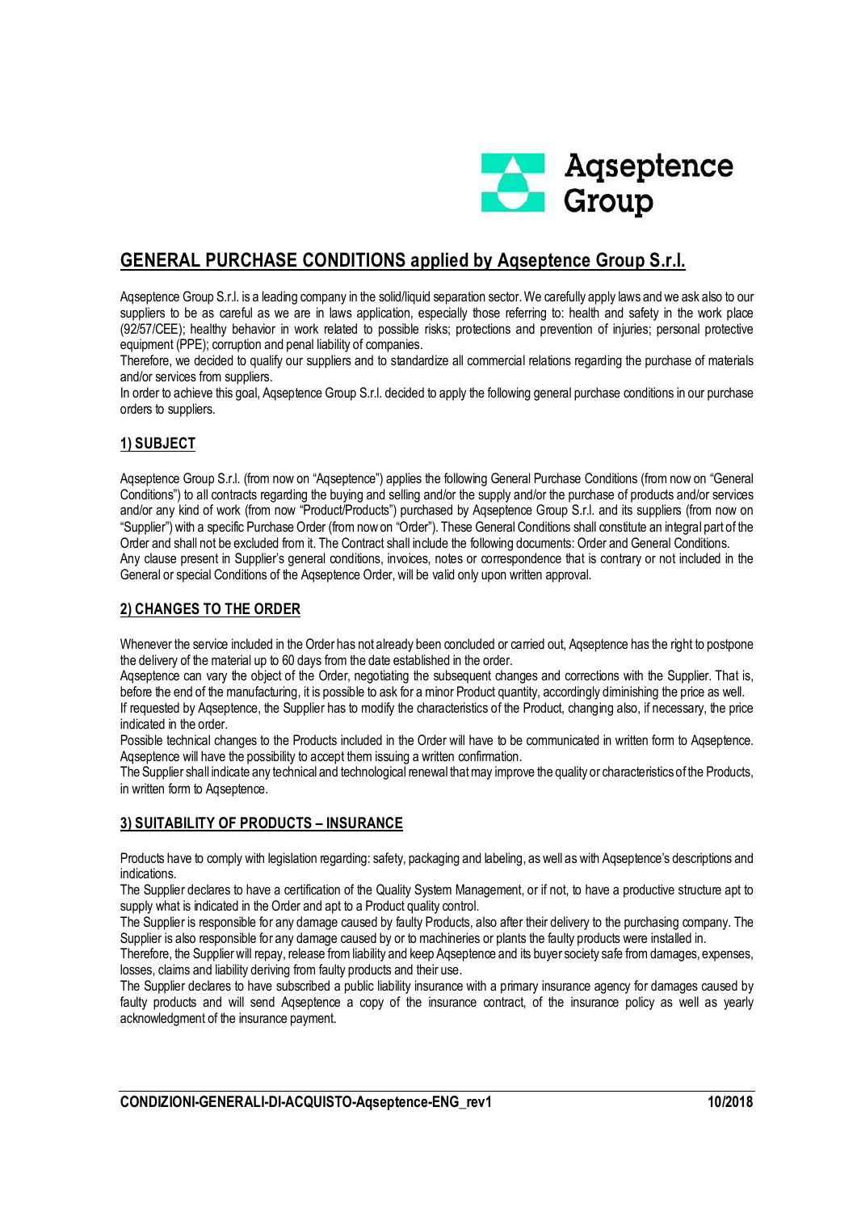Aqseptence Group

## GENERAL PURCHASE CONDITIONS applied by Aqseptence Group S.r.l.

Aqseptence Group S.r.l. is a leading company in the solid/liquid separation sector. We carefully apply laws and we ask also to our suppliers to be as careful as we are in laws application, especially those referring to: health and safety in the work place (92/57/CEE); healthy behavior in work related to possible risks; protections and prevention of injuries; personal protective equipment (PPE); corruption and penal liability of companies.

Therefore, we decided to qualify our suppliers and to standardize all commercial relations regarding the purchase of materials and/or services from suppliers.

In order to achieve this goal, Aqseptence Group S.r.l. decided to apply the following general purchase conditions in our purchase orders to suppliers.

### 1) SUBJECT

Aqseptence Group S.r.l. (from now on "Aqseptence") applies the following General Purchase Conditions (from now on "General Conditions") to all contracts regarding the buying and selling and/or the supply and/or the purchase of products and/or services and/or any kind of work (from now "Product/Products") purchased by Aqseptence Group S.r.l. and its suppliers (from now on "Supplier") with a specific Purchase Order (from now on "Order"). These General Conditions shall constitute an integral part of the Order and shall not be excluded from it. The Contract shall include the following documents: Order and General Conditions.

Any clause present in Supplier's general conditions, invoices, notes or correspondence that is contrary or not included in the General or special Conditions of the Aqseptence Order, will be valid only upon written approval.

### 2) CHANGES TO THE ORDER

Whenever the service included in the Order has not already been concluded or carried out, Aqseptence has the right to postpone the delivery of the material up to 60 days from the date established in the order.

Aqseptence can vary the object of the Order, negotiating the subsequent changes and corrections with the Supplier. That is, before the end of the manufacturing, it is possible to ask for a minor Product quantity, accordingly diminishing the price as well.

If requested by Aqseptence, the Supplier has to modify the characteristics of the Product, changing also, if necessary, the price indicated in the order.

Possible technical changes to the Products included in the Order will have to be communicated in written form to Aqseptence. Aqseptence will have the possibility to accept them issuing a written confirmation.

The Supplier shall indicate any technical and technological renewal that may improve the quality or characteristics of the Products, in written form to Aqseptence.

### 3) SUITABILITY OF PRODUCTS – INSURANCE

Products have to comply with legislation regarding: safety, packaging and labeling, as well as with Aqseptence's descriptions and indications.

The Supplier declares to have a certification of the Quality System Management, or if not, to have a productive structure apt to supply what is indicated in the Order and apt to a Product quality control.

The Supplier is responsible for any damage caused by faulty Products, also after their delivery to the purchasing company. The Supplier is also responsible for any damage caused by or to machineries or plants the faulty products were installed in.

Therefore, the Supplier will repay, release from liability and keep Aqseptence and its buyer society safe from damages, expenses, losses, claims and liability deriving from faulty products and their use.

The Supplier declares to have subscribed a public liability insurance with a primary insurance agency for damages caused by faulty products and will send Aqseptence a copy of the insurance contract, of the insurance policy as well as yearly acknowledgment of the insurance payment.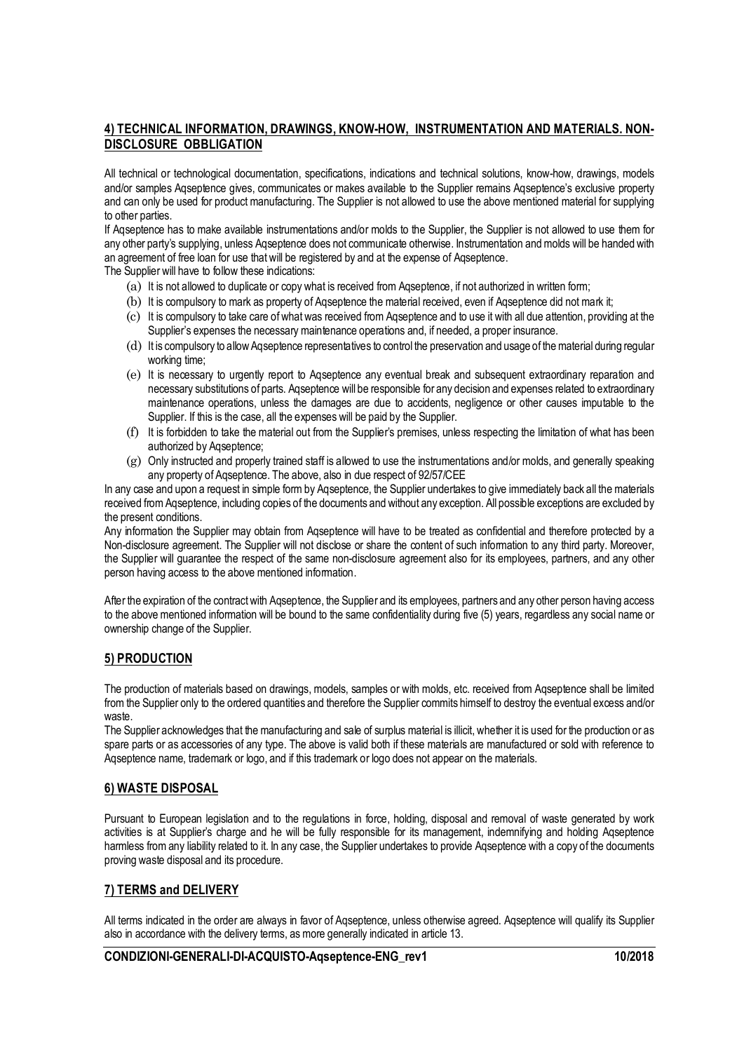## 4) TECHNICAL INFORMATION, DRAWINGS, KNOW-HOW, INSTRUMENTATION AND MATERIALS. NON-DISCLOSURE OBBLIGATION

All technical or technological documentation, specifications, indications and technical solutions, know-how, drawings, models and/or samples Aqseptence gives, communicates or makes available to the Supplier remains Aqseptence's exclusive property and can only be used for product manufacturing. The Supplier is not allowed to use the above mentioned material for supplying to other parties.

If Aqseptence has to make available instrumentations and/or molds to the Supplier, the Supplier is not allowed to use them for any other party's supplying, unless Aqseptence does not communicate otherwise. Instrumentation and molds will be handed with an agreement of free loan for use that will be registered by and at the expense of Aqseptence.

The Supplier will have to follow these indications:

(a) It is not allowed to duplicate or copy what is received from Aqseptence, if not authorized in written form;
(b) It is compulsory to mark as property of Aqseptence the material received, even if Aqseptence did not mark it;
(c) It is compulsory to take care of what was received from Aqseptence and to use it with all due attention, providing at the Supplier's expenses the necessary maintenance operations and, if needed, a proper insurance.
(d) It is compulsory to allow Aqseptence representatives to control the preservation and usage of the material during regular working time;
(e) It is necessary to urgently report to Aqseptence any eventual break and subsequent extraordinary reparation and necessary substitutions of parts. Aqseptence will be responsible for any decision and expenses related to extraordinary maintenance operations, unless the damages are due to accidents, negligence or other causes imputable to the Supplier. If this is the case, all the expenses will be paid by the Supplier.
(f) It is forbidden to take the material out from the Supplier's premises, unless respecting the limitation of what has been authorized by Aqseptence;
(g) Only instructed and properly trained staff is allowed to use the instrumentations and/or molds, and generally speaking any property of Aqseptence. The above, also in due respect of 92/57/CEE

In any case and upon a request in simple form by Aqseptence, the Supplier undertakes to give immediately back all the materials received from Aqseptence, including copies of the documents and without any exception. All possible exceptions are excluded by the present conditions.

Any information the Supplier may obtain from Aqseptence will have to be treated as confidential and therefore protected by a Non-disclosure agreement. The Supplier will not disclose or share the content of such information to any third party. Moreover, the Supplier will guarantee the respect of the same non-disclosure agreement also for its employees, partners, and any other person having access to the above mentioned information.

After the expiration of the contract with Aqseptence, the Supplier and its employees, partners and any other person having access to the above mentioned information will be bound to the same confidentiality during five (5) years, regardless any social name or ownership change of the Supplier.

## 5) PRODUCTION

The production of materials based on drawings, models, samples or with molds, etc. received from Aqseptence shall be limited from the Supplier only to the ordered quantities and therefore the Supplier commits himself to destroy the eventual excess and/or waste.

The Supplier acknowledges that the manufacturing and sale of surplus material is illicit, whether it is used for the production or as spare parts or as accessories of any type. The above is valid both if these materials are manufactured or sold with reference to Aqseptence name, trademark or logo, and if this trademark or logo does not appear on the materials.

## 6) WASTE DISPOSAL

Pursuant to European legislation and to the regulations in force, holding, disposal and removal of waste generated by work activities is at Supplier's charge and he will be fully responsible for its management, indemnifying and holding Aqseptence harmless from any liability related to it. In any case, the Supplier undertakes to provide Aqseptence with a copy of the documents proving waste disposal and its procedure.

## 7) TERMS and DELIVERY

All terms indicated in the order are always in favor of Aqseptence, unless otherwise agreed. Aqseptence will qualify its Supplier also in accordance with the delivery terms, as more generally indicated in article 13.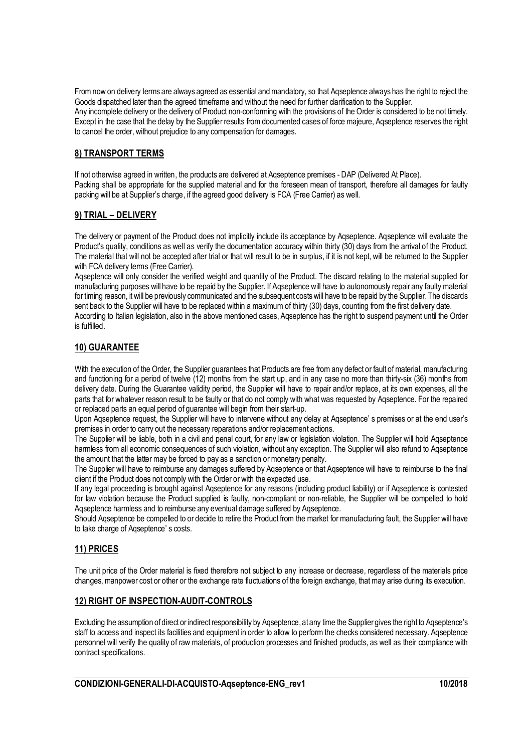From now on delivery terms are always agreed as essential and mandatory, so that Aqseptence always has the right to reject the Goods dispatched later than the agreed timeframe and without the need for further clarification to the Supplier.
Any incomplete delivery or the delivery of Product non-conforming with the provisions of the Order is considered to be not timely. Except in the case that the delay by the Supplier results from documented cases of force majeure, Aqseptence reserves the right to cancel the order, without prejudice to any compensation for damages.

## 8) TRANSPORT TERMS

If not otherwise agreed in written, the products are delivered at Aqseptence premises - DAP (Delivered At Place).
Packing shall be appropriate for the supplied material and for the foreseen mean of transport, therefore all damages for faulty packing will be at Supplier's charge, if the agreed good delivery is FCA (Free Carrier) as well.

## 9) TRIAL – DELIVERY

The delivery or payment of the Product does not implicitly include its acceptance by Aqseptence. Aqseptence will evaluate the Product's quality, conditions as well as verify the documentation accuracy within thirty (30) days from the arrival of the Product. The material that will not be accepted after trial or that will result to be in surplus, if it is not kept, will be returned to the Supplier with FCA delivery terms (Free Carrier).
Aqseptence will only consider the verified weight and quantity of the Product. The discard relating to the material supplied for manufacturing purposes will have to be repaid by the Supplier. If Aqseptence will have to autonomously repair any faulty material for timing reason, it will be previously communicated and the subsequent costs will have to be repaid by the Supplier. The discards sent back to the Supplier will have to be replaced within a maximum of thirty (30) days, counting from the first delivery date.
According to Italian legislation, also in the above mentioned cases, Aqseptence has the right to suspend payment until the Order is fulfilled.

## 10) GUARANTEE

With the execution of the Order, the Supplier guarantees that Products are free from any defect or fault of material, manufacturing and functioning for a period of twelve (12) months from the start up, and in any case no more than thirty-six (36) months from delivery date. During the Guarantee validity period, the Supplier will have to repair and/or replace, at its own expenses, all the parts that for whatever reason result to be faulty or that do not comply with what was requested by Aqseptence. For the repaired or replaced parts an equal period of guarantee will begin from their start-up.
Upon Aqseptence request, the Supplier will have to intervene without any delay at Aqseptence' s premises or at the end user's premises in order to carry out the necessary reparations and/or replacement actions.
The Supplier will be liable, both in a civil and penal court, for any law or legislation violation. The Supplier will hold Aqseptence harmless from all economic consequences of such violation, without any exception. The Supplier will also refund to Aqseptence the amount that the latter may be forced to pay as a sanction or monetary penalty.
The Supplier will have to reimburse any damages suffered by Aqseptence or that Aqseptence will have to reimburse to the final client if the Product does not comply with the Order or with the expected use.
If any legal proceeding is brought against Aqseptence for any reasons (including product liability) or if Aqseptence is contested for law violation because the Product supplied is faulty, non-compliant or non-reliable, the Supplier will be compelled to hold Aqseptence harmless and to reimburse any eventual damage suffered by Aqseptence.
Should Aqseptence be compelled to or decide to retire the Product from the market for manufacturing fault, the Supplier will have to take charge of Aqseptence' s costs.

## 11) PRICES

The unit price of the Order material is fixed therefore not subject to any increase or decrease, regardless of the materials price changes, manpower cost or other or the exchange rate fluctuations of the foreign exchange, that may arise during its execution.

## 12) RIGHT OF INSPECTION-AUDIT-CONTROLS

Excluding the assumption of direct or indirect responsibility by Aqseptence, at any time the Supplier gives the right to Aqseptence's staff to access and inspect its facilities and equipment in order to allow to perform the checks considered necessary. Aqseptence personnel will verify the quality of raw materials, of production processes and finished products, as well as their compliance with contract specifications.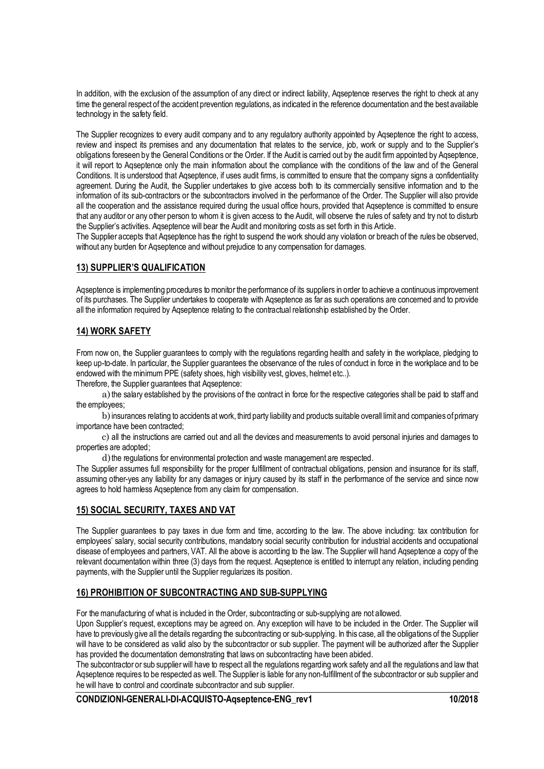In addition, with the exclusion of the assumption of any direct or indirect liability, Aqseptence reserves the right to check at any time the general respect of the accident prevention regulations, as indicated in the reference documentation and the best available technology in the safety field.

The Supplier recognizes to every audit company and to any regulatory authority appointed by Aqseptence the right to access, review and inspect its premises and any documentation that relates to the service, job, work or supply and to the Supplier's obligations foreseen by the General Conditions or the Order. If the Audit is carried out by the audit firm appointed by Aqseptence, it will report to Aqseptence only the main information about the compliance with the conditions of the law and of the General Conditions. It is understood that Aqseptence, if uses audit firms, is committed to ensure that the company signs a confidentiality agreement. During the Audit, the Supplier undertakes to give access both to its commercially sensitive information and to the information of its sub-contractors or the subcontractors involved in the performance of the Order. The Supplier will also provide all the cooperation and the assistance required during the usual office hours, provided that Aqseptence is committed to ensure that any auditor or any other person to whom it is given access to the Audit, will observe the rules of safety and try not to disturb the Supplier's activities. Aqseptence will bear the Audit and monitoring costs as set forth in this Article.
The Supplier accepts that Aqseptence has the right to suspend the work should any violation or breach of the rules be observed, without any burden for Aqseptence and without prejudice to any compensation for damages.

## 13) SUPPLIER'S QUALIFICATION

Aqseptence is implementing procedures to monitor the performance of its suppliers in order to achieve a continuous improvement of its purchases. The Supplier undertakes to cooperate with Aqseptence as far as such operations are concerned and to provide all the information required by Aqseptence relating to the contractual relationship established by the Order.

## 14) WORK SAFETY

From now on, the Supplier guarantees to comply with the regulations regarding health and safety in the workplace, pledging to keep up-to-date. In particular, the Supplier guarantees the observance of the rules of conduct in force in the workplace and to be endowed with the minimum PPE (safety shoes, high visibility vest, gloves, helmet etc..).
Therefore, the Supplier guarantees that Aqseptence:

a) the salary established by the provisions of the contract in force for the respective categories shall be paid to staff and the employees;

b) insurances relating to accidents at work, third party liability and products suitable overall limit and companies of primary importance have been contracted;

c) all the instructions are carried out and all the devices and measurements to avoid personal injuries and damages to properties are adopted;

d) the regulations for environmental protection and waste management are respected.

The Supplier assumes full responsibility for the proper fulfillment of contractual obligations, pension and insurance for its staff, assuming other-yes any liability for any damages or injury caused by its staff in the performance of the service and since now agrees to hold harmless Aqseptence from any claim for compensation.

## 15) SOCIAL SECURITY, TAXES AND VAT

The Supplier guarantees to pay taxes in due form and time, according to the law. The above including: tax contribution for employees' salary, social security contributions, mandatory social security contribution for industrial accidents and occupational disease of employees and partners, VAT. All the above is according to the law. The Supplier will hand Aqseptence a copy of the relevant documentation within three (3) days from the request. Aqseptence is entitled to interrupt any relation, including pending payments, with the Supplier until the Supplier regularizes its position.

## 16) PROHIBITION OF SUBCONTRACTING AND SUB-SUPPLYING

For the manufacturing of what is included in the Order, subcontracting or sub-supplying are not allowed.
Upon Supplier's request, exceptions may be agreed on. Any exception will have to be included in the Order. The Supplier will have to previously give all the details regarding the subcontracting or sub-supplying. In this case, all the obligations of the Supplier will have to be considered as valid also by the subcontractor or sub supplier. The payment will be authorized after the Supplier has provided the documentation demonstrating that laws on subcontracting have been abided.
The subcontractor or sub supplier will have to respect all the regulations regarding work safety and all the regulations and law that Aqseptence requires to be respected as well. The Supplier is liable for any non-fulfillment of the subcontractor or sub supplier and he will have to control and coordinate subcontractor and sub supplier.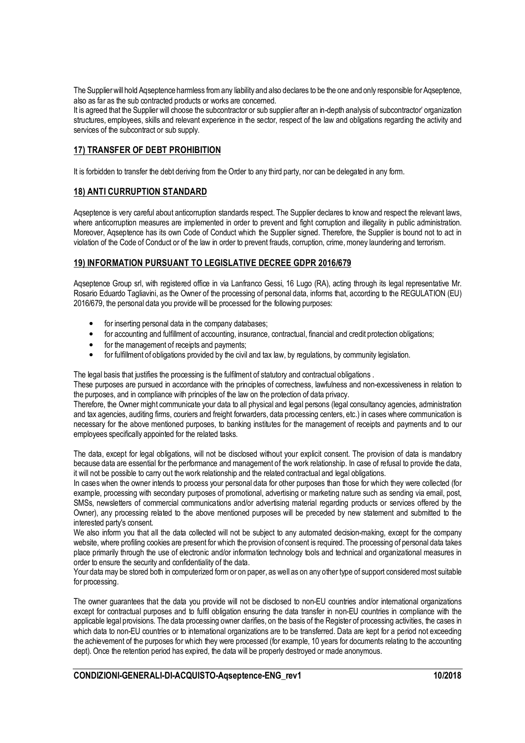The Supplier will hold Aqseptence harmless from any liability and also declares to be the one and only responsible for Aqseptence, also as far as the sub contracted products or works are concerned.
It is agreed that the Supplier will choose the subcontractor or sub supplier after an in-depth analysis of subcontractor' organization structures, employees, skills and relevant experience in the sector, respect of the law and obligations regarding the activity and services of the subcontract or sub supply.

## 17) TRANSFER OF DEBT PROHIBITION

It is forbidden to transfer the debt deriving from the Order to any third party, nor can be delegated in any form.

## 18) ANTI CURRUPTION STANDARD

Aqseptence is very careful about anticorruption standards respect. The Supplier declares to know and respect the relevant laws, where anticorruption measures are implemented in order to prevent and fight corruption and illegality in public administration. Moreover, Aqseptence has its own Code of Conduct which the Supplier signed. Therefore, the Supplier is bound not to act in violation of the Code of Conduct or of the law in order to prevent frauds, corruption, crime, money laundering and terrorism.

## 19) INFORMATION PURSUANT TO LEGISLATIVE DECREE GDPR 2016/679

Aqseptence Group srl, with registered office in via Lanfranco Gessi, 16 Lugo (RA), acting through its legal representative Mr. Rosario Eduardo Tagliavini, as the Owner of the processing of personal data, informs that, according to the REGULATION (EU) 2016/679, the personal data you provide will be processed for the following purposes:

- for inserting personal data in the company databases;
- for accounting and fulfillment of accounting, insurance, contractual, financial and credit protection obligations;
- for the management of receipts and payments;
- for fulfillment of obligations provided by the civil and tax law, by regulations, by community legislation.

The legal basis that justifies the processing is the fulfilment of statutory and contractual obligations .
These purposes are pursued in accordance with the principles of correctness, lawfulness and non-excessiveness in relation to the purposes, and in compliance with principles of the law on the protection of data privacy.
Therefore, the Owner might communicate your data to all physical and legal persons (legal consultancy agencies, administration and tax agencies, auditing firms, couriers and freight forwarders, data processing centers, etc.) in cases where communication is necessary for the above mentioned purposes, to banking institutes for the management of receipts and payments and to our employees specifically appointed for the related tasks.

The data, except for legal obligations, will not be disclosed without your explicit consent. The provision of data is mandatory because data are essential for the performance and management of the work relationship. In case of refusal to provide the data, it will not be possible to carry out the work relationship and the related contractual and legal obligations.
In cases when the owner intends to process your personal data for other purposes than those for which they were collected (for example, processing with secondary purposes of promotional, advertising or marketing nature such as sending via email, post, SMSs, newsletters of commercial communications and/or advertising material regarding products or services offered by the Owner), any processing related to the above mentioned purposes will be preceded by new statement and submitted to the interested party's consent.
We also inform you that all the data collected will not be subject to any automated decision-making, except for the company website, where profiling cookies are present for which the provision of consent is required. The processing of personal data takes place primarily through the use of electronic and/or information technology tools and technical and organizational measures in order to ensure the security and confidentiality of the data.
Your data may be stored both in computerized form or on paper, as well as on any other type of support considered most suitable for processing.

The owner guarantees that the data you provide will not be disclosed to non-EU countries and/or international organizations except for contractual purposes and to fulfil obligation ensuring the data transfer in non-EU countries in compliance with the applicable legal provisions. The data processing owner clarifies, on the basis of the Register of processing activities, the cases in which data to non-EU countries or to international organizations are to be transferred. Data are kept for a period not exceeding the achievement of the purposes for which they were processed (for example, 10 years for documents relating to the accounting dept). Once the retention period has expired, the data will be properly destroyed or made anonymous.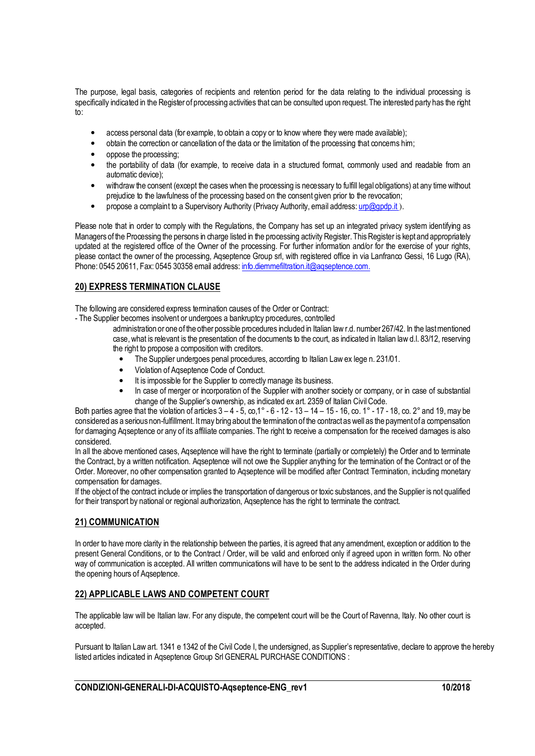The purpose, legal basis, categories of recipients and retention period for the data relating to the individual processing is specifically indicated in the Register of processing activities that can be consulted upon request. The interested party has the right to:

- access personal data (for example, to obtain a copy or to know where they were made available);
- obtain the correction or cancellation of the data or the limitation of the processing that concerns him;
- oppose the processing;
- the portability of data (for example, to receive data in a structured format, commonly used and readable from an automatic device);
- withdraw the consent (except the cases when the processing is necessary to fulfill legal obligations) at any time without prejudice to the lawfulness of the processing based on the consent given prior to the revocation;
- propose a complaint to a Supervisory Authority (Privacy Authority, email address: urp@gpdp.it ).

Please note that in order to comply with the Regulations, the Company has set up an integrated privacy system identifying as Managers of the Processing the persons in charge listed in the processing activity Register. This Register is kept and appropriately updated at the registered office of the Owner of the processing. For further information and/or for the exercise of your rights, please contact the owner of the processing, Aqseptence Group srl, with registered office in via Lanfranco Gessi, 16 Lugo (RA), Phone: 0545 20611, Fax: 0545 30358 email address: info.diemmefiltration.it@aqseptence.com.

## 20) EXPRESS TERMINATION CLAUSE

The following are considered express termination causes of the Order or Contract:

- The Supplier becomes insolvent or undergoes a bankruptcy procedures, controlled administration or one of the other possible procedures included in Italian law r.d. number 267/42. In the last mentioned case, what is relevant is the presentation of the documents to the court, as indicated in Italian law d.l. 83/12, reserving the right to propose a composition with creditors.
  - The Supplier undergoes penal procedures, according to Italian Law ex lege n. 231/01.
  - Violation of Aqseptence Code of Conduct.
  - It is impossible for the Supplier to correctly manage its business.
  - In case of merger or incorporation of the Supplier with another society or company, or in case of substantial change of the Supplier's ownership, as indicated ex art. 2359 of Italian Civil Code.

Both parties agree that the violation of articles 3 – 4 - 5, co,1° - 6 - 12 - 13 – 14 – 15 - 16, co. 1° - 17 - 18, co. 2° and 19, may be considered as a serious non-fulfillment. It may bring about the termination of the contract as well as the payment of a compensation for damaging Aqseptence or any of its affiliate companies. The right to receive a compensation for the received damages is also considered.

In all the above mentioned cases, Aqseptence will have the right to terminate (partially or completely) the Order and to terminate the Contract, by a written notification. Aqseptence will not owe the Supplier anything for the termination of the Contract or of the Order. Moreover, no other compensation granted to Aqseptence will be modified after Contract Termination, including monetary compensation for damages.

If the object of the contract include or implies the transportation of dangerous or toxic substances, and the Supplier is not qualified for their transport by national or regional authorization, Aqseptence has the right to terminate the contract.

## 21) COMMUNICATION

In order to have more clarity in the relationship between the parties, it is agreed that any amendment, exception or addition to the present General Conditions, or to the Contract / Order, will be valid and enforced only if agreed upon in written form. No other way of communication is accepted. All written communications will have to be sent to the address indicated in the Order during the opening hours of Aqseptence.

## 22) APPLICABLE LAWS AND COMPETENT COURT

The applicable law will be Italian law. For any dispute, the competent court will be the Court of Ravenna, Italy. No other court is accepted.

Pursuant to Italian Law art. 1341 e 1342 of the Civil Code I, the undersigned, as Supplier's representative, declare to approve the hereby listed articles indicated in Aqseptence Group Srl GENERAL PURCHASE CONDITIONS :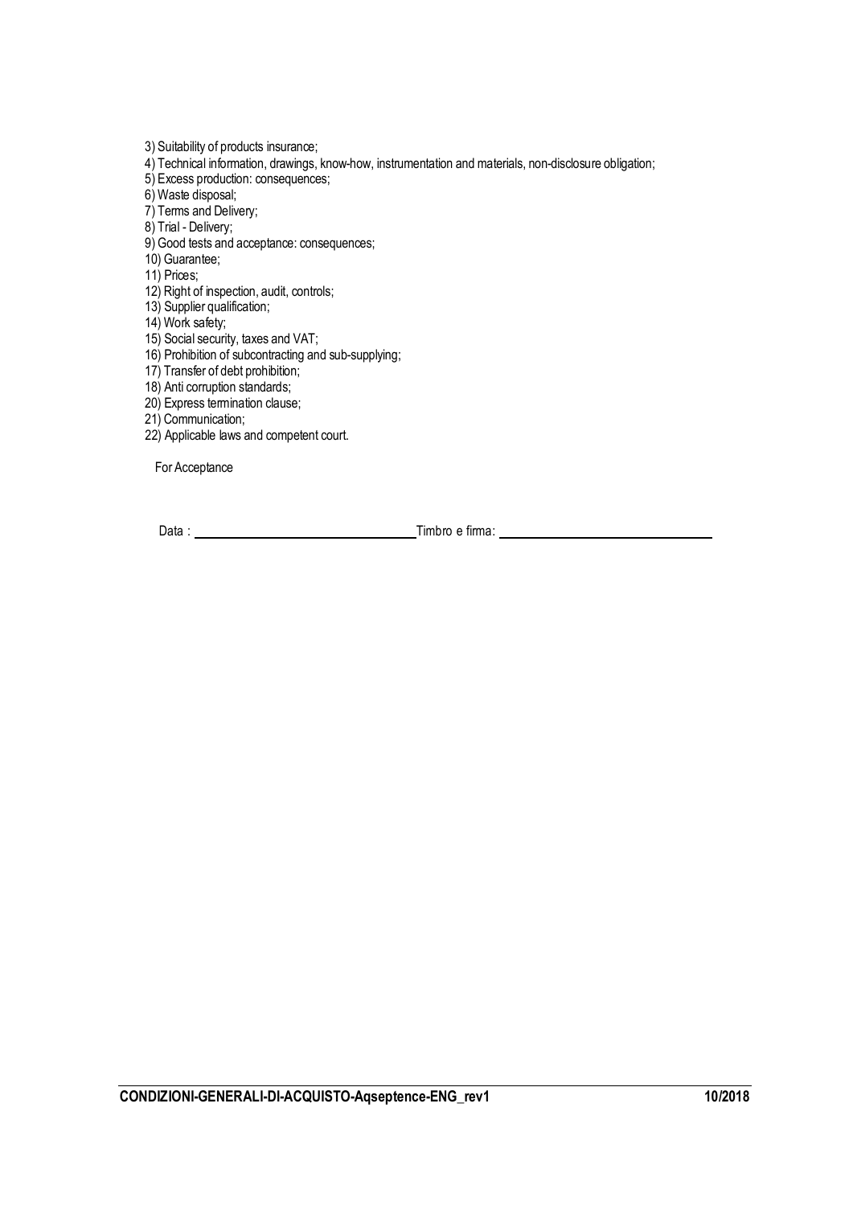3) Suitability of products insurance;
4) Technical information, drawings, know-how, instrumentation and materials, non-disclosure obligation;
5) Excess production: consequences;
6) Waste disposal;
7) Terms and Delivery;
8) Trial - Delivery;
9) Good tests and acceptance: consequences;
10) Guarantee;
11) Prices;
12) Right of inspection, audit, controls;
13) Supplier qualification;
14) Work safety;
15) Social security, taxes and VAT;
16) Prohibition of subcontracting and sub-supplying;
17) Transfer of debt prohibition;
18) Anti corruption standards;
20) Express termination clause;
21) Communication;
22) Applicable laws and competent court.

For Acceptance

Data : ______________________________ Timbro e firma: ______________________________